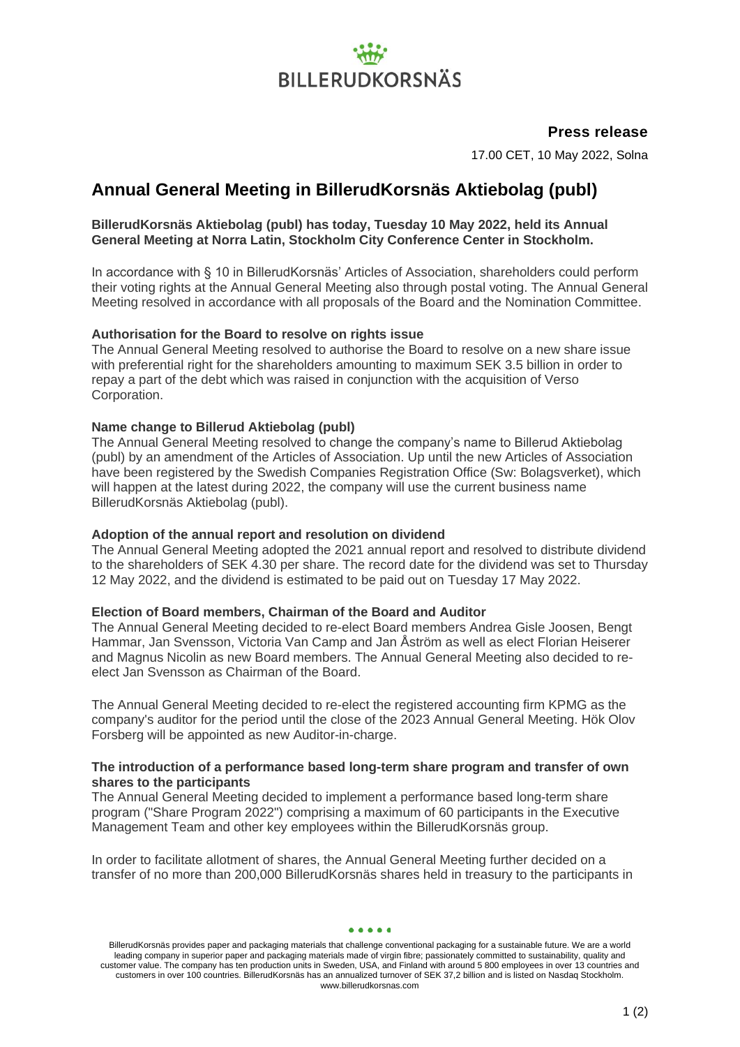**Press release**

17.00 CET, 10 May 2022, Solna

# Annual General Meeting in BillerudKorsnäs Aktiebolag (publ)

**BillerudKorsnäs Aktiebolag (publ) has today, Tuesday 10 May 2022, held its Annual General Meeting at Norra Latin, Stockholm City Conference Center in Stockholm.**

In accordance with § 10 in BillerudKorsnäs' Articles of Association, shareholders could perform their voting rights at the Annual General Meeting also through postal voting. The Annual General Meeting resolved in accordance with all proposals of the Board and the Nomination Committee.

**Authorisation for the Board to resolve on rights issue**

The Annual General Meeting resolved to authorise the Board to resolve on a new share issue with preferential right for the shareholders amounting to maximum SEK 3.5 billion in order to repay a part of the debt which was raised in conjunction with the acquisition of Verso Corporation.

**Name change to Billerud Aktiebolag (publ)**

The Annual General Meeting resolved to change the company's name to Billerud Aktiebolag (publ) by an amendment of the Articles of Association. Up until the new Articles of Association have been registered by the Swedish Companies Registration Office (Sw: Bolagsverket), which will happen at the latest during 2022, the company will use the current business name BillerudKorsnäs Aktiebolag (publ).

**Adoption of the annual report and resolution on dividend**

The Annual General Meeting adopted the 2021 annual report and resolved to distribute dividend to the shareholders of SEK 4.30 per share. The record date for the dividend was set to Thursday 12 May 2022, and the dividend is estimated to be paid out on Tuesday 17 May 2022.

**Election of Board members, Chairman of the Board and Auditor**

The Annual General Meeting decided to re-elect Board members Andrea Gisle Joosen, Bengt Hammar, Jan Svensson, Victoria Van Camp and Jan Åström as well as elect Florian Heiserer and Magnus Nicolin as new Board members. The Annual General Meeting also decided to re-elect Jan Svensson as Chairman of the Board.

The Annual General Meeting decided to re-elect the registered accounting firm KPMG as the company's auditor for the period until the close of the 2023 Annual General Meeting. Hök Olov Forsberg will be appointed as new Auditor-in-charge.

**The introduction of a performance based long-term share program and transfer of own shares to the participants**

The Annual General Meeting decided to implement a performance based long-term share program ("Share Program 2022") comprising a maximum of 60 participants in the Executive Management Team and other key employees within the BillerudKorsnäs group.

In order to facilitate allotment of shares, the Annual General Meeting further decided on a transfer of no more than 200,000 BillerudKorsnäs shares held in treasury to the participants in

BillerudKorsnäs provides paper and packaging materials that challenge conventional packaging for a sustainable future. We are a world leading company in superior paper and packaging materials made of virgin fibre; passionately committed to sustainability, quality and customer value. The company has ten production units in Sweden, USA, and Finland with around 5 800 employees in over 13 countries and customers in over 100 countries. BillerudKorsnäs has an annualized turnover of SEK 37,2 billion and is listed on Nasdaq Stockholm. www.billerudkorsnas.com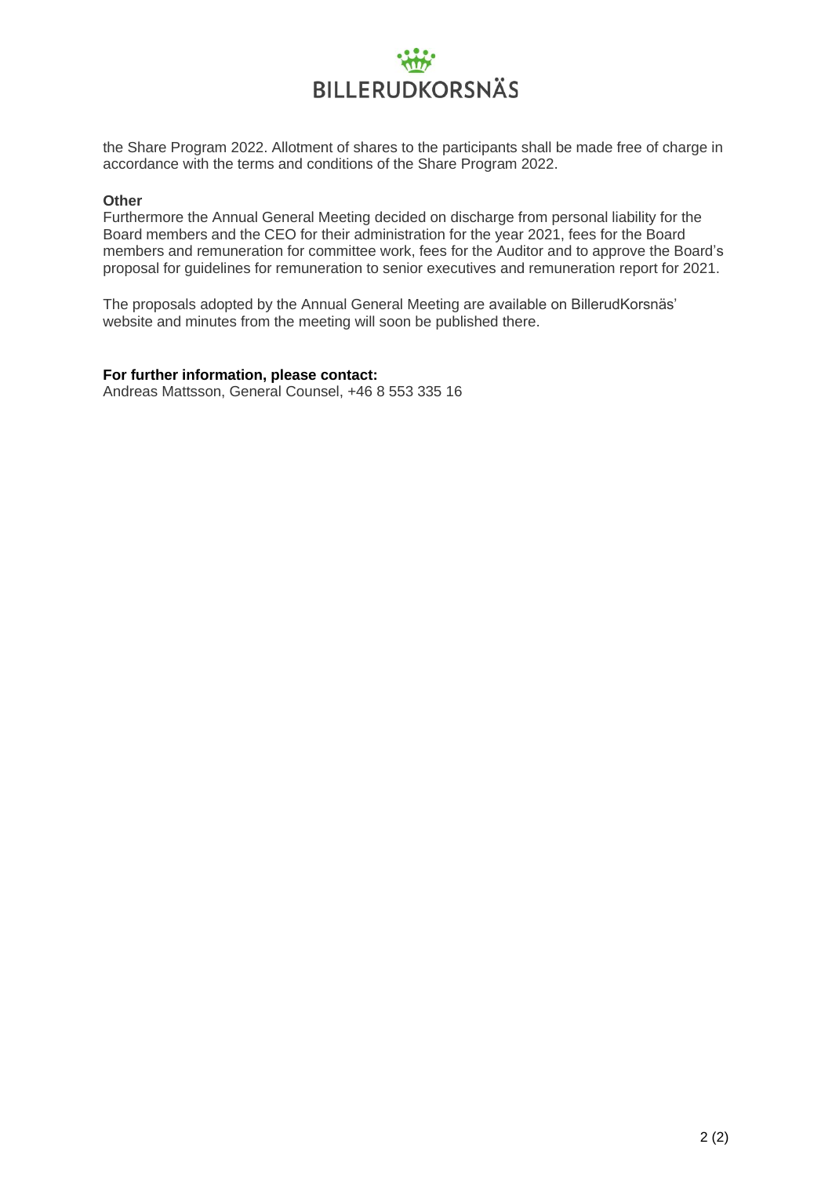the Share Program 2022. Allotment of shares to the participants shall be made free of charge in accordance with the terms and conditions of the Share Program 2022.

**Other**

Furthermore the Annual General Meeting decided on discharge from personal liability for the Board members and the CEO for their administration for the year 2021, fees for the Board members and remuneration for committee work, fees for the Auditor and to approve the Board's proposal for guidelines for remuneration to senior executives and remuneration report for 2021.

The proposals adopted by the Annual General Meeting are available on BillerudKorsnäs' website and minutes from the meeting will soon be published there.

**For further information, please contact:**

Andreas Mattsson, General Counsel, +46 8 553 335 16